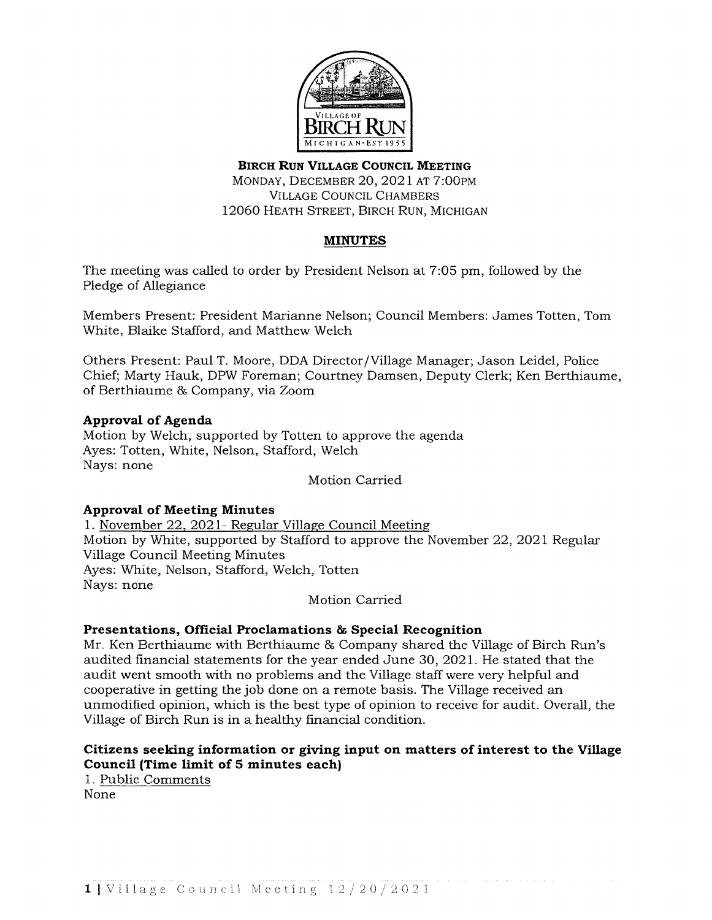**BIRCH RUN VILLAGE COUNCIL MEETING**
MONDAY, DECEMBER 20, 2021 AT 7:00PM
VILLAGE COUNCIL CHAMBERS
12060 HEATH STREET, BIRCH RUN, MICHIGAN

## MINUTES

The meeting was called to order by President Nelson at 7:05 pm, followed by the Pledge of Allegiance

Members Present: President Marianne Nelson; Council Members: James Totten, Tom White, Blaike Stafford, and Matthew Welch

Others Present: Paul T. Moore, DDA Director/Village Manager; Jason Leidel, Police Chief; Marty Hauk, DPW Foreman; Courtney Damsen, Deputy Clerk; Ken Berthiaume, of Berthiaume & Company, via Zoom

### Approval of Agenda

Motion by Welch, supported by Totten to approve the agenda
Ayes: Totten, White, Nelson, Stafford, Welch
Nays: none

Motion Carried

### Approval of Meeting Minutes

1. November 22, 2021- Regular Village Council Meeting

Motion by White, supported by Stafford to approve the November 22, 2021 Regular Village Council Meeting Minutes
Ayes: White, Nelson, Stafford, Welch, Totten
Nays: none

Motion Carried

### Presentations, Official Proclamations & Special Recognition

Mr. Ken Berthiaume with Berthiaume & Company shared the Village of Birch Run's audited financial statements for the year ended June 30, 2021. He stated that the audit went smooth with no problems and the Village staff were very helpful and cooperative in getting the job done on a remote basis. The Village received an unmodified opinion, which is the best type of opinion to receive for audit. Overall, the Village of Birch Run is in a healthy financial condition.

### Citizens seeking information or giving input on matters of interest to the Village Council (Time limit of 5 minutes each)

1. Public Comments

None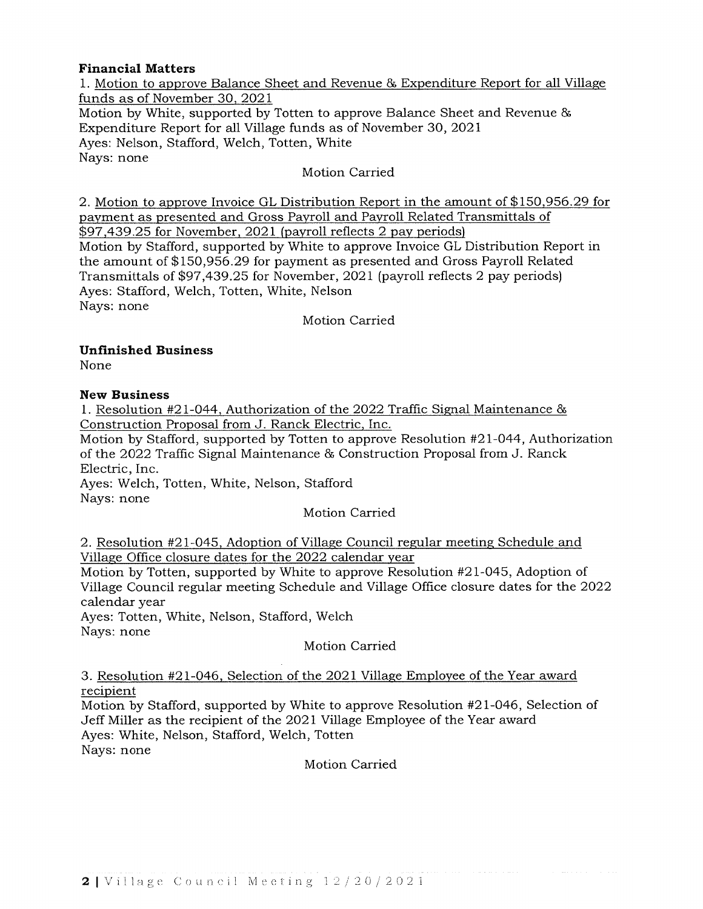**Financial Matters**

1. Motion to approve Balance Sheet and Revenue & Expenditure Report for all Village funds as of November 30, 2021

Motion by White, supported by Totten to approve Balance Sheet and Revenue & Expenditure Report for all Village funds as of November 30, 2021

Ayes: Nelson, Stafford, Welch, Totten, White

Nays: none

Motion Carried

2. Motion to approve Invoice GL Distribution Report in the amount of $150,956.29 for payment as presented and Gross Payroll and Payroll Related Transmittals of $97,439.25 for November, 2021 (payroll reflects 2 pay periods)

Motion by Stafford, supported by White to approve Invoice GL Distribution Report in the amount of $150,956.29 for payment as presented and Gross Payroll Related Transmittals of $97,439.25 for November, 2021 (payroll reflects 2 pay periods)

Ayes: Stafford, Welch, Totten, White, Nelson

Nays: none

Motion Carried

**Unfinished Business**

None

**New Business**

1. Resolution #21-044, Authorization of the 2022 Traffic Signal Maintenance & Construction Proposal from J. Ranck Electric, Inc.

Motion by Stafford, supported by Totten to approve Resolution #21-044, Authorization of the 2022 Traffic Signal Maintenance & Construction Proposal from J. Ranck Electric, Inc.

Ayes: Welch, Totten, White, Nelson, Stafford

Nays: none

Motion Carried

2. Resolution #21-045, Adoption of Village Council regular meeting Schedule and Village Office closure dates for the 2022 calendar year

Motion by Totten, supported by White to approve Resolution #21-045, Adoption of Village Council regular meeting Schedule and Village Office closure dates for the 2022 calendar year

Ayes: Totten, White, Nelson, Stafford, Welch

Nays: none

Motion Carried

3. Resolution #21-046, Selection of the 2021 Village Employee of the Year award recipient

Motion by Stafford, supported by White to approve Resolution #21-046, Selection of Jeff Miller as the recipient of the 2021 Village Employee of the Year award

Ayes: White, Nelson, Stafford, Welch, Totten

Nays: none

Motion Carried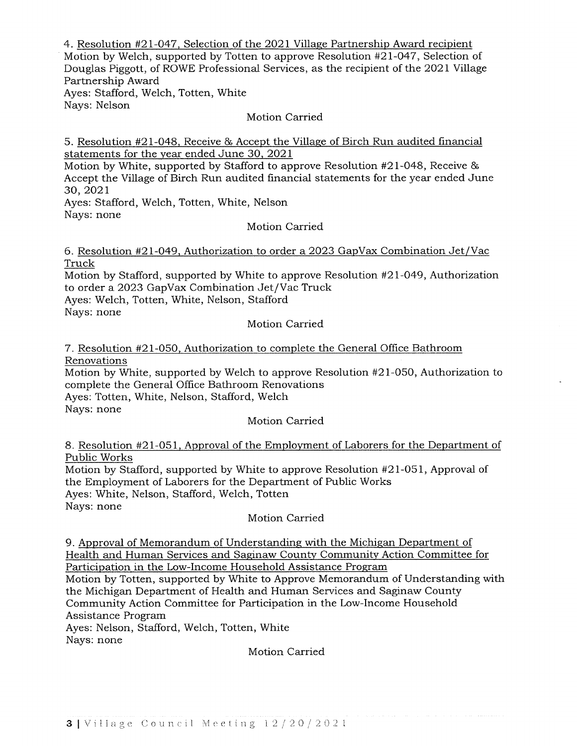4. Resolution #21-047, Selection of the 2021 Village Partnership Award recipient

Motion by Welch, supported by Totten to approve Resolution #21-047, Selection of Douglas Piggott, of ROWE Professional Services, as the recipient of the 2021 Village Partnership Award

Ayes: Stafford, Welch, Totten, White

Nays: Nelson

Motion Carried

5. Resolution #21-048, Receive & Accept the Village of Birch Run audited financial statements for the year ended June 30, 2021

Motion by White, supported by Stafford to approve Resolution #21-048, Receive & Accept the Village of Birch Run audited financial statements for the year ended June 30, 2021

Ayes: Stafford, Welch, Totten, White, Nelson

Nays: none

Motion Carried

6. Resolution #21-049, Authorization to order a 2023 GapVax Combination Jet/Vac Truck

Motion by Stafford, supported by White to approve Resolution #21-049, Authorization to order a 2023 GapVax Combination Jet/Vac Truck

Ayes: Welch, Totten, White, Nelson, Stafford

Nays: none

Motion Carried

7. Resolution #21-050, Authorization to complete the General Office Bathroom Renovations

Motion by White, supported by Welch to approve Resolution #21-050, Authorization to complete the General Office Bathroom Renovations

Ayes: Totten, White, Nelson, Stafford, Welch

Nays: none

Motion Carried

8. Resolution #21-051, Approval of the Employment of Laborers for the Department of Public Works

Motion by Stafford, supported by White to approve Resolution #21-051, Approval of the Employment of Laborers for the Department of Public Works

Ayes: White, Nelson, Stafford, Welch, Totten

Nays: none

Motion Carried

9. Approval of Memorandum of Understanding with the Michigan Department of Health and Human Services and Saginaw County Community Action Committee for Participation in the Low-Income Household Assistance Program

Motion by Totten, supported by White to Approve Memorandum of Understanding with the Michigan Department of Health and Human Services and Saginaw County Community Action Committee for Participation in the Low-Income Household Assistance Program

Ayes: Nelson, Stafford, Welch, Totten, White

Nays: none

Motion Carried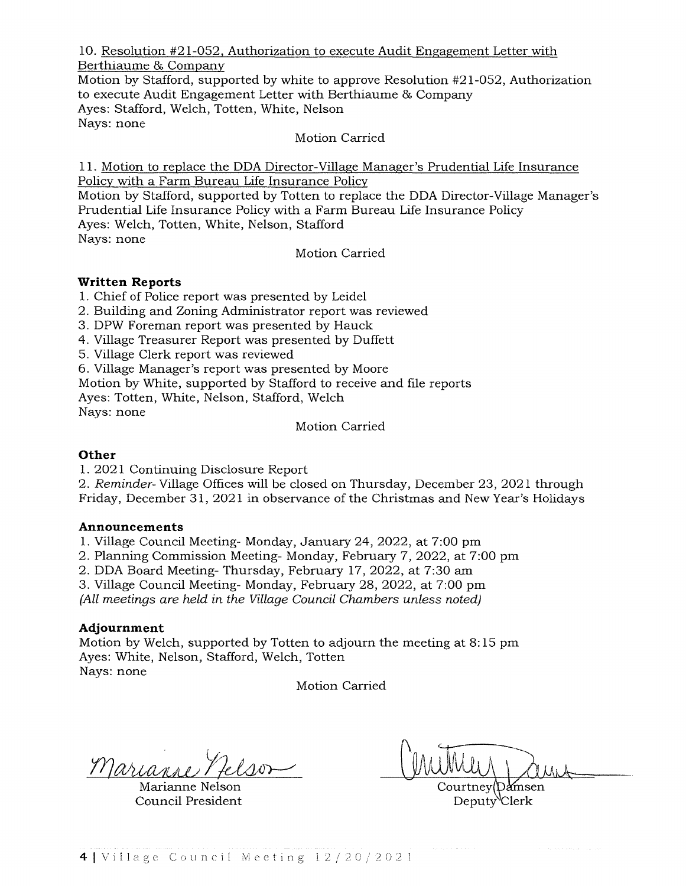10. Resolution #21-052, Authorization to execute Audit Engagement Letter with Berthiaume & Company

Motion by Stafford, supported by white to approve Resolution #21-052, Authorization to execute Audit Engagement Letter with Berthiaume & Company
Ayes: Stafford, Welch, Totten, White, Nelson
Nays: none

Motion Carried

11. Motion to replace the DDA Director-Village Manager's Prudential Life Insurance Policy with a Farm Bureau Life Insurance Policy

Motion by Stafford, supported by Totten to replace the DDA Director-Village Manager's Prudential Life Insurance Policy with a Farm Bureau Life Insurance Policy
Ayes: Welch, Totten, White, Nelson, Stafford
Nays: none

Motion Carried

**Written Reports**

1. Chief of Police report was presented by Leidel
2. Building and Zoning Administrator report was reviewed
3. DPW Foreman report was presented by Hauck
4. Village Treasurer Report was presented by Duffett
5. Village Clerk report was reviewed
6. Village Manager's report was presented by Moore

Motion by White, supported by Stafford to receive and file reports
Ayes: Totten, White, Nelson, Stafford, Welch
Nays: none

Motion Carried

**Other**

1. 2021 Continuing Disclosure Report
2. *Reminder*- Village Offices will be closed on Thursday, December 23, 2021 through Friday, December 31, 2021 in observance of the Christmas and New Year's Holidays

**Announcements**

1. Village Council Meeting- Monday, January 24, 2022, at 7:00 pm
2. Planning Commission Meeting- Monday, February 7, 2022, at 7:00 pm
2. DDA Board Meeting- Thursday, February 17, 2022, at 7:30 am
3. Village Council Meeting- Monday, February 28, 2022, at 7:00 pm

*(All meetings are held in the Village Council Chambers unless noted)*

**Adjournment**

Motion by Welch, supported by Totten to adjourn the meeting at 8:15 pm
Ayes: White, Nelson, Stafford, Welch, Totten
Nays: none

Motion Carried

Marianne Nelson
Council President

Courtney Damsen
Deputy Clerk